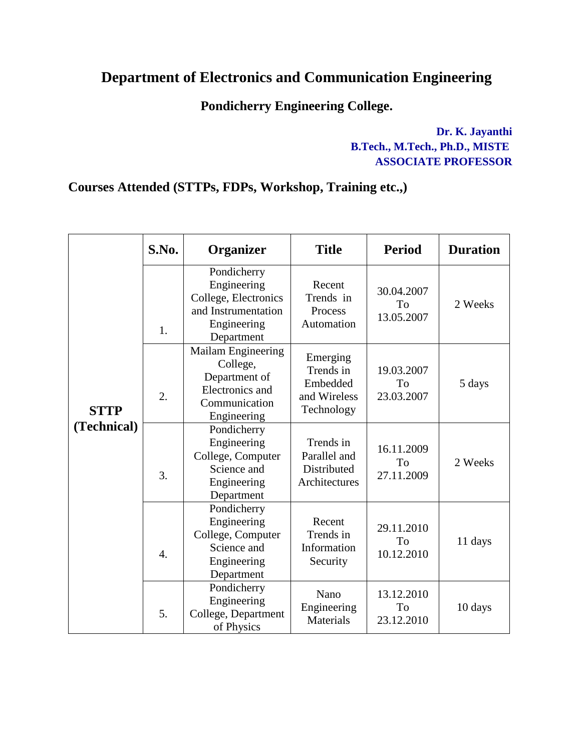# Department of Electronics and Communication Engineering

## Pondicherry Engineering College.

**Dr. K. Jayanthi**
**B.Tech., M.Tech., Ph.D., MISTE**
**ASSOCIATE PROFESSOR**

## Courses Attended (STTPs, FDPs, Workshop, Training etc.,)

| | S.No. | Organizer | Title | Period | Duration |
|---|---|---|---|---|---|
| **STTP (Technical)** | 1. | Pondicherry Engineering College, Electronics and Instrumentation Engineering Department | Recent Trends in Process Automation | 30.04.2007 To 13.05.2007 | 2 Weeks |
| | 2. | Mailam Engineering College, Department of Electronics and Communication Engineering | Emerging Trends in Embedded and Wireless Technology | 19.03.2007 To 23.03.2007 | 5 days |
| | 3. | Pondicherry Engineering College, Computer Science and Engineering Department | Trends in Parallel and Distributed Architectures | 16.11.2009 To 27.11.2009 | 2 Weeks |
| | 4. | Pondicherry Engineering College, Computer Science and Engineering Department | Recent Trends in Information Security | 29.11.2010 To 10.12.2010 | 11 days |
| | 5. | Pondicherry Engineering College, Department of Physics | Nano Engineering Materials | 13.12.2010 To 23.12.2010 | 10 days |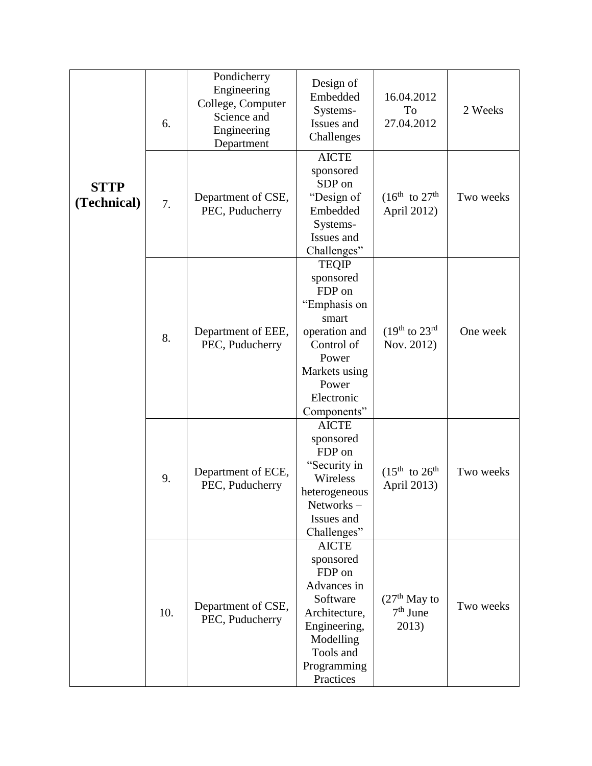| | | | | | |
|---|---|---|---|---|---|
| **STTP (Technical)** | 6. | Pondicherry Engineering College, Computer Science and Engineering Department | Design of Embedded Systems- Issues and Challenges | 16.04.2012 To 27.04.2012 | 2 Weeks |
| | 7. | Department of CSE, PEC, Puducherry | AICTE sponsored SDP on “Design of Embedded Systems- Issues and Challenges” | ($16^{th}$ to $27^{th}$ April 2012) | Two weeks |
| | 8. | Department of EEE, PEC, Puducherry | TEQIP sponsored FDP on “Emphasis on smart operation and Control of Power Markets using Power Electronic Components” | ($19^{th}$ to $23^{rd}$ Nov. 2012) | One week |
| | 9. | Department of ECE, PEC, Puducherry | AICTE sponsored FDP on “Security in Wireless heterogeneous Networks – Issues and Challenges” | ($15^{th}$ to $26^{th}$ April 2013) | Two weeks |
| | 10. | Department of CSE, PEC, Puducherry | AICTE sponsored FDP on Advances in Software Architecture, Engineering, Modelling Tools and Programming Practices | ($27^{th}$ May to $7^{th}$ June 2013) | Two weeks |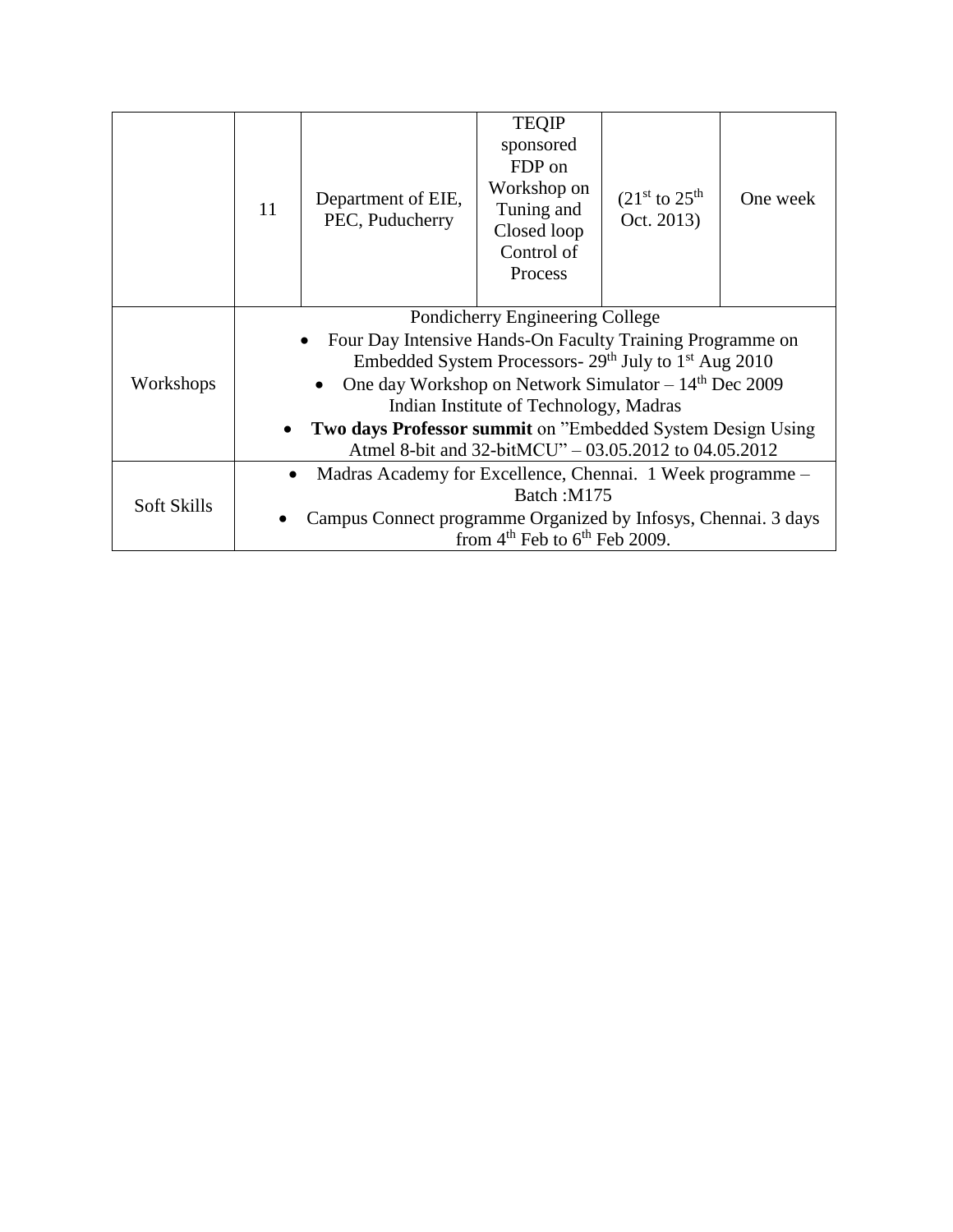| | | | | | |
|---|---|---|---|---|---|
| | 11 | Department of EIE, PEC, Puducherry | TEQIP sponsored FDP on Workshop on Tuning and Closed loop Control of Process | ($21^{st}$ to $25^{th}$ Oct. 2013) | One week |
| Workshops | Pondicherry Engineering College<br>• Four Day Intensive Hands-On Faculty Training Programme on Embedded System Processors- $29^{th}$ July to $1^{st}$ Aug 2010<br>• One day Workshop on Network Simulator – $14^{th}$ Dec 2009<br>Indian Institute of Technology, Madras<br>• **Two days Professor summit** on "Embedded System Design Using Atmel 8-bit and 32-bitMCU" – 03.05.2012 to 04.05.2012 | | | | |
| Soft Skills | • Madras Academy for Excellence, Chennai. 1 Week programme – Batch :M175<br>• Campus Connect programme Organized by Infosys, Chennai. 3 days from $4^{th}$ Feb to $6^{th}$ Feb 2009. | | | | |